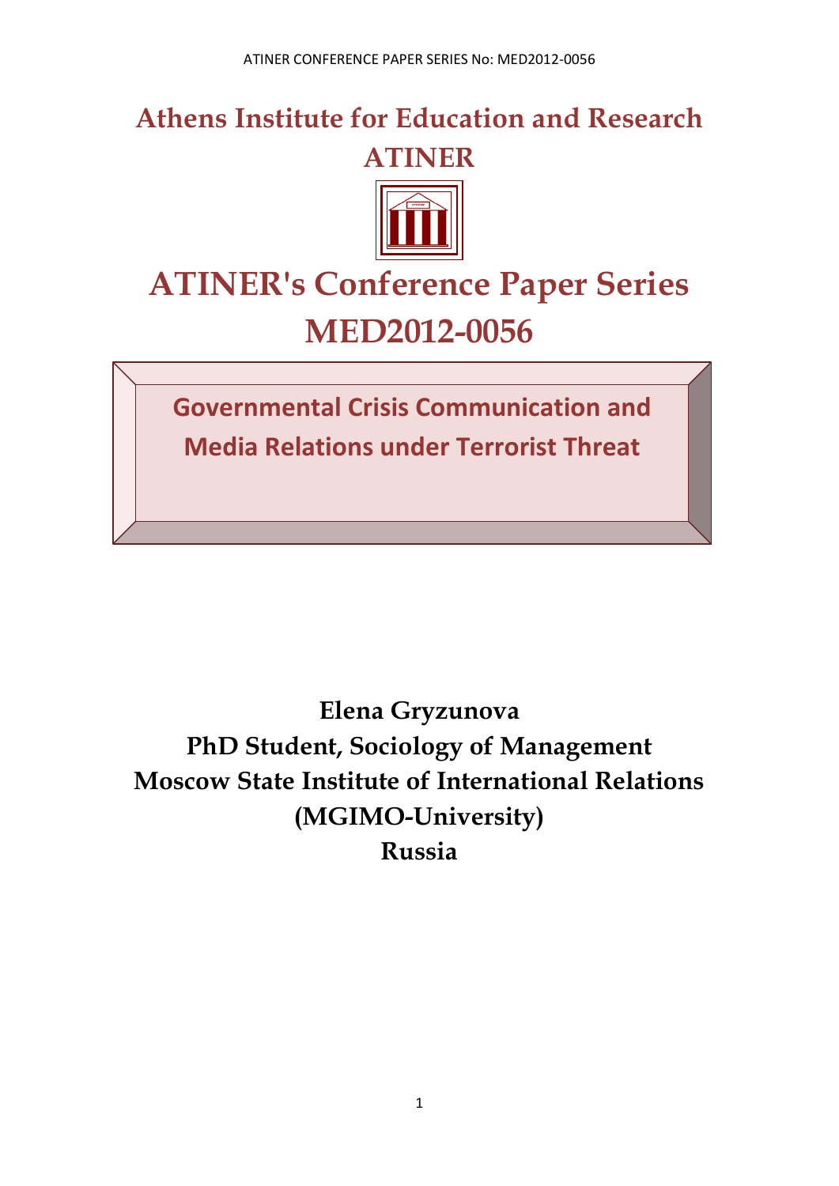# Athens Institute for Education and Research ATINER

# ATINER's Conference Paper Series MED2012-0056

## Governmental Crisis Communication and Media Relations under Terrorist Threat

**Elena Gryzunova**
**PhD Student, Sociology of Management**
**Moscow State Institute of International Relations (MGIMO-University)**
**Russia**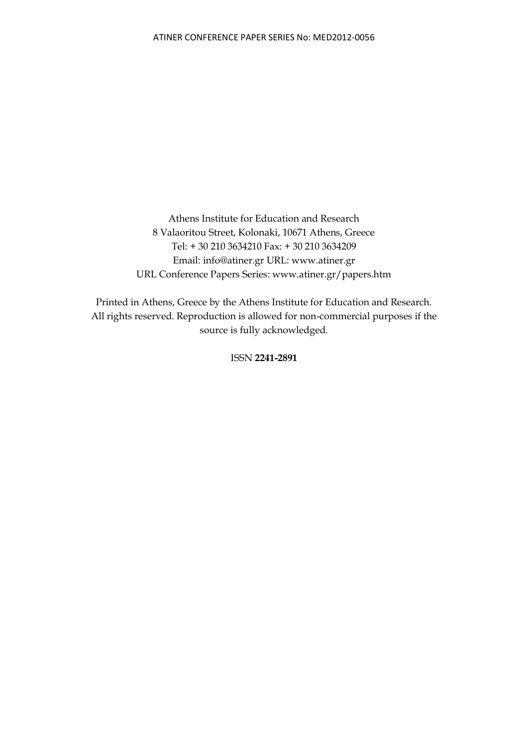Athens Institute for Education and Research
8 Valaoritou Street, Kolonaki, 10671 Athens, Greece
Tel: + 30 210 3634210 Fax: + 30 210 3634209
Email: info@atiner.gr URL: www.atiner.gr
URL Conference Papers Series: www.atiner.gr/papers.htm

Printed in Athens, Greece by the Athens Institute for Education and Research.
All rights reserved. Reproduction is allowed for non-commercial purposes if the source is fully acknowledged.

ISSN **2241-2891**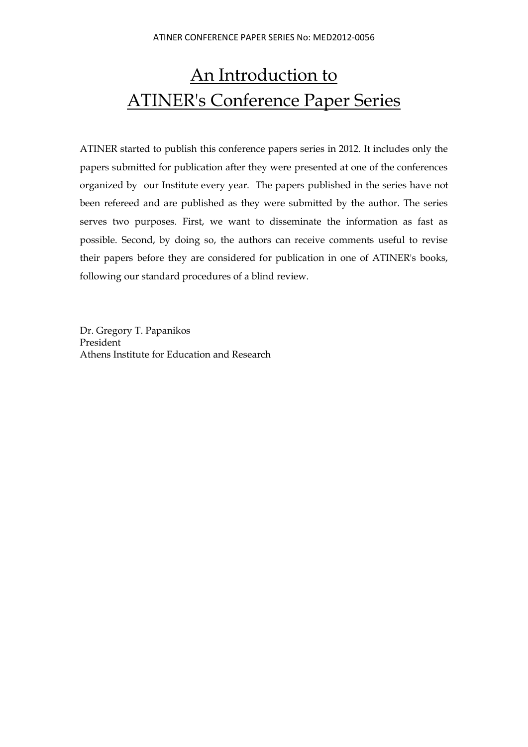# An Introduction to ATINER's Conference Paper Series

ATINER started to publish this conference papers series in 2012. It includes only the papers submitted for publication after they were presented at one of the conferences organized by our Institute every year. The papers published in the series have not been refereed and are published as they were submitted by the author. The series serves two purposes. First, we want to disseminate the information as fast as possible. Second, by doing so, the authors can receive comments useful to revise their papers before they are considered for publication in one of ATINER's books, following our standard procedures of a blind review.

Dr. Gregory T. Papanikos
President
Athens Institute for Education and Research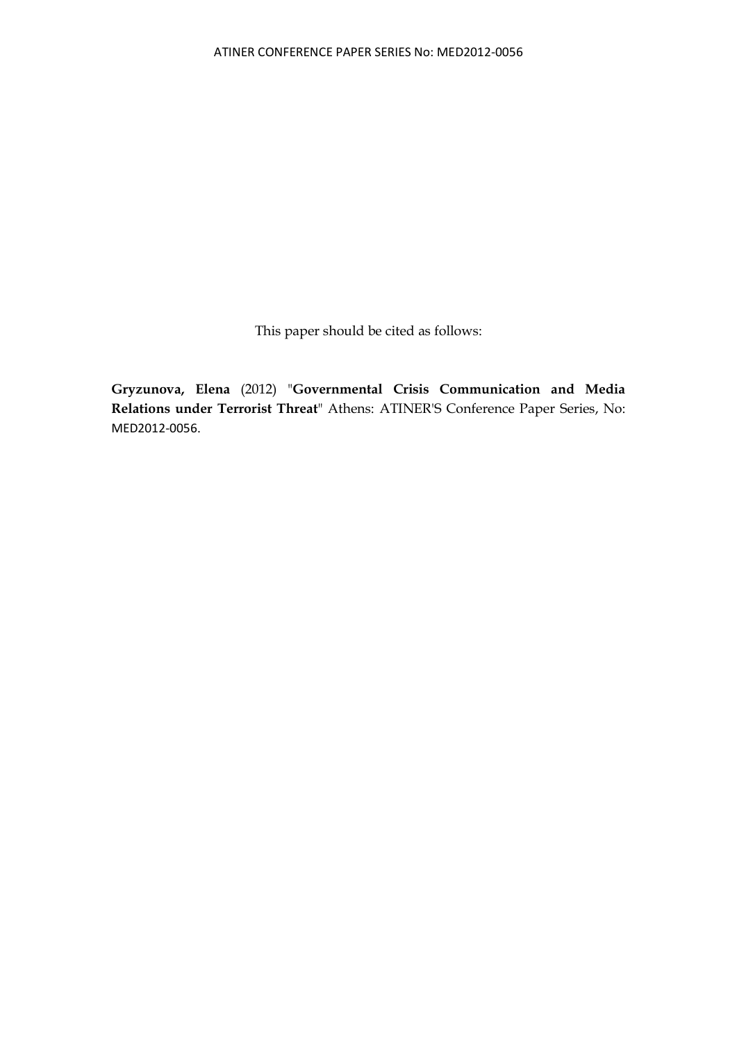This paper should be cited as follows:

**Gryzunova, Elena** (2012) "**Governmental Crisis Communication and Media Relations under Terrorist Threat**" Athens: ATINER'S Conference Paper Series, No: MED2012-0056.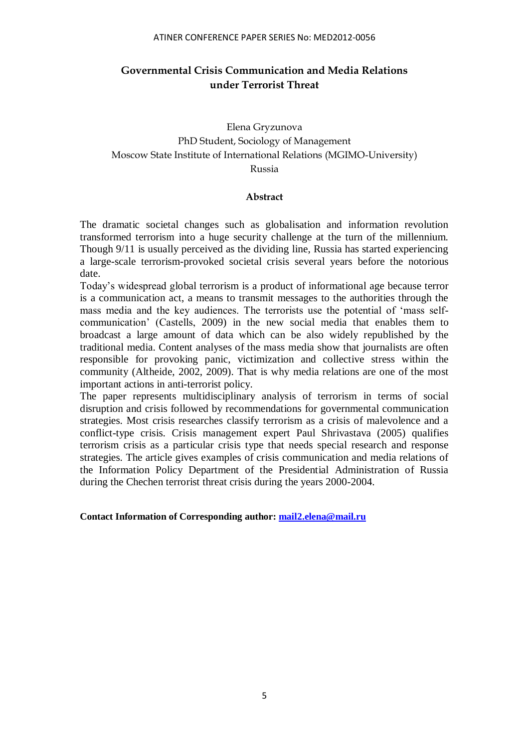# Governmental Crisis Communication and Media Relations under Terrorist Threat

Elena Gryzunova
PhD Student, Sociology of Management
Moscow State Institute of International Relations (MGIMO-University)
Russia

## Abstract

The dramatic societal changes such as globalisation and information revolution transformed terrorism into a huge security challenge at the turn of the millennium. Though 9/11 is usually perceived as the dividing line, Russia has started experiencing a large-scale terrorism-provoked societal crisis several years before the notorious date.

Today's widespread global terrorism is a product of informational age because terror is a communication act, a means to transmit messages to the authorities through the mass media and the key audiences. The terrorists use the potential of 'mass self-communication' (Castells, 2009) in the new social media that enables them to broadcast a large amount of data which can be also widely republished by the traditional media. Content analyses of the mass media show that journalists are often responsible for provoking panic, victimization and collective stress within the community (Altheide, 2002, 2009). That is why media relations are one of the most important actions in anti-terrorist policy.

The paper represents multidisciplinary analysis of terrorism in terms of social disruption and crisis followed by recommendations for governmental communication strategies. Most crisis researches classify terrorism as a crisis of malevolence and a conflict-type crisis. Crisis management expert Paul Shrivastava (2005) qualifies terrorism crisis as a particular crisis type that needs special research and response strategies. The article gives examples of crisis communication and media relations of the Information Policy Department of the Presidential Administration of Russia during the Chechen terrorist threat crisis during the years 2000-2004.

**Contact Information of Corresponding author: mail2.elena@mail.ru**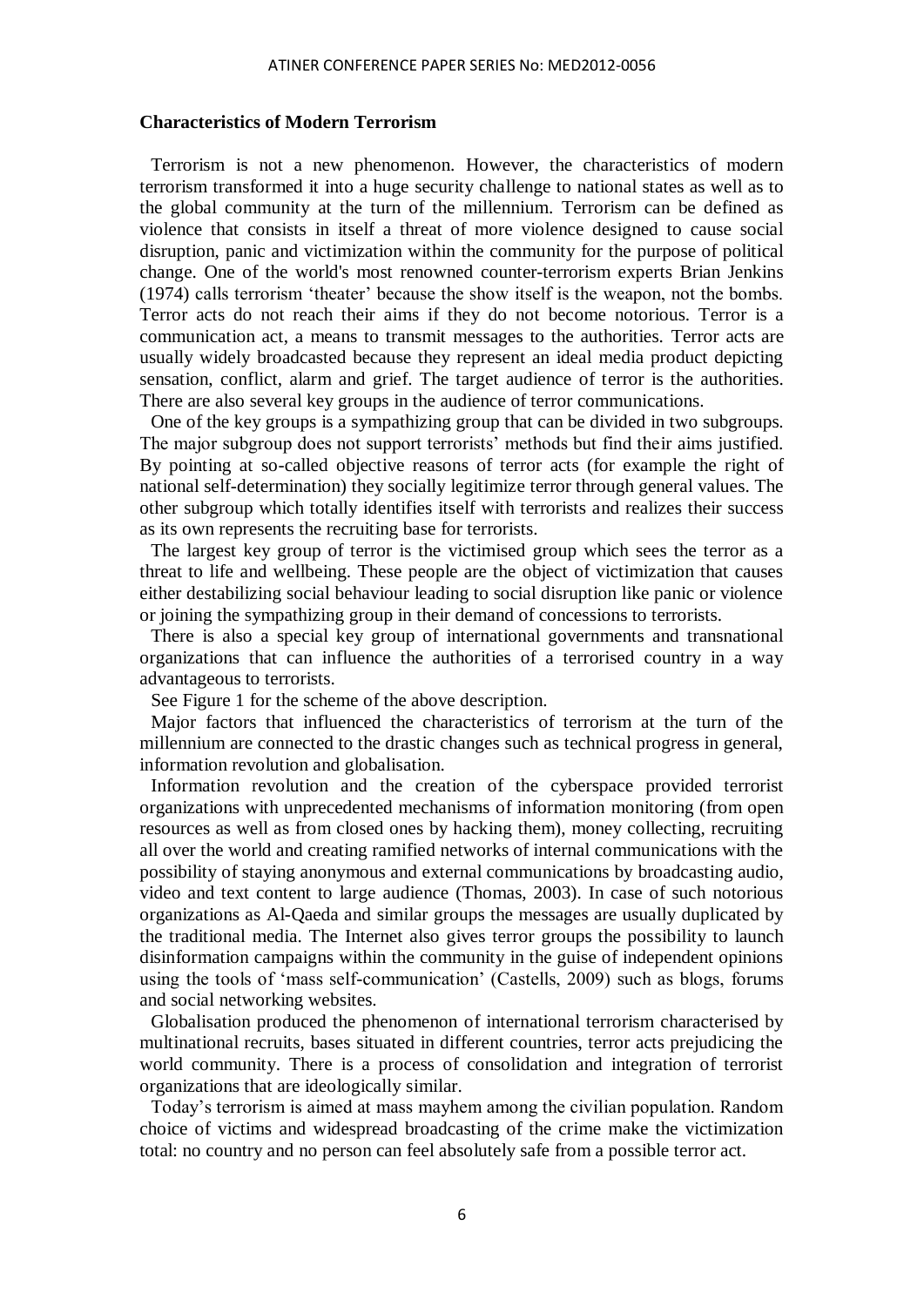## Characteristics of Modern Terrorism

Terrorism is not a new phenomenon. However, the characteristics of modern terrorism transformed it into a huge security challenge to national states as well as to the global community at the turn of the millennium. Terrorism can be defined as violence that consists in itself a threat of more violence designed to cause social disruption, panic and victimization within the community for the purpose of political change. One of the world's most renowned counter-terrorism experts Brian Jenkins (1974) calls terrorism 'theater' because the show itself is the weapon, not the bombs. Terror acts do not reach their aims if they do not become notorious. Terror is a communication act, a means to transmit messages to the authorities. Terror acts are usually widely broadcasted because they represent an ideal media product depicting sensation, conflict, alarm and grief. The target audience of terror is the authorities. There are also several key groups in the audience of terror communications.

One of the key groups is a sympathizing group that can be divided in two subgroups. The major subgroup does not support terrorists' methods but find their aims justified. By pointing at so-called objective reasons of terror acts (for example the right of national self-determination) they socially legitimize terror through general values. The other subgroup which totally identifies itself with terrorists and realizes their success as its own represents the recruiting base for terrorists.

The largest key group of terror is the victimised group which sees the terror as a threat to life and wellbeing. These people are the object of victimization that causes either destabilizing social behaviour leading to social disruption like panic or violence or joining the sympathizing group in their demand of concessions to terrorists.

There is also a special key group of international governments and transnational organizations that can influence the authorities of a terrorised country in a way advantageous to terrorists.

See Figure 1 for the scheme of the above description.

Major factors that influenced the characteristics of terrorism at the turn of the millennium are connected to the drastic changes such as technical progress in general, information revolution and globalisation.

Information revolution and the creation of the cyberspace provided terrorist organizations with unprecedented mechanisms of information monitoring (from open resources as well as from closed ones by hacking them), money collecting, recruiting all over the world and creating ramified networks of internal communications with the possibility of staying anonymous and external communications by broadcasting audio, video and text content to large audience (Thomas, 2003). In case of such notorious organizations as Al-Qaeda and similar groups the messages are usually duplicated by the traditional media. The Internet also gives terror groups the possibility to launch disinformation campaigns within the community in the guise of independent opinions using the tools of 'mass self-communication' (Castells, 2009) such as blogs, forums and social networking websites.

Globalisation produced the phenomenon of international terrorism characterised by multinational recruits, bases situated in different countries, terror acts prejudicing the world community. There is a process of consolidation and integration of terrorist organizations that are ideologically similar.

Today's terrorism is aimed at mass mayhem among the civilian population. Random choice of victims and widespread broadcasting of the crime make the victimization total: no country and no person can feel absolutely safe from a possible terror act.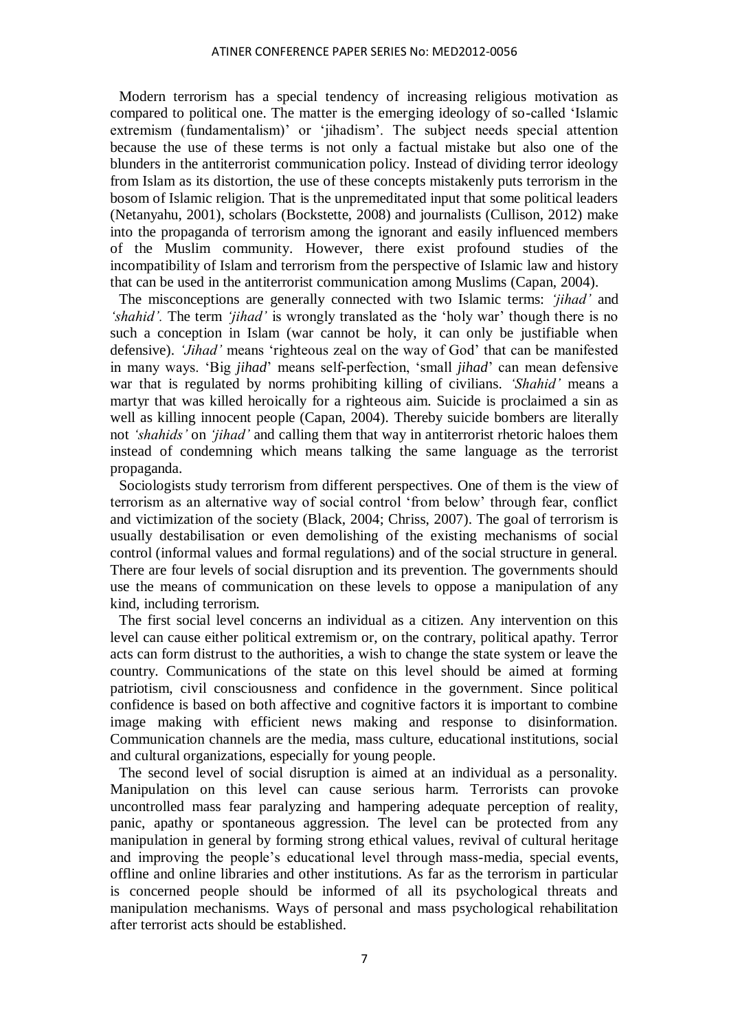Modern terrorism has a special tendency of increasing religious motivation as compared to political one. The matter is the emerging ideology of so-called 'Islamic extremism (fundamentalism)' or 'jihadism'. The subject needs special attention because the use of these terms is not only a factual mistake but also one of the blunders in the antiterrorist communication policy. Instead of dividing terror ideology from Islam as its distortion, the use of these concepts mistakenly puts terrorism in the bosom of Islamic religion. That is the unpremeditated input that some political leaders (Netanyahu, 2001), scholars (Bockstette, 2008) and journalists (Cullison, 2012) make into the propaganda of terrorism among the ignorant and easily influenced members of the Muslim community. However, there exist profound studies of the incompatibility of Islam and terrorism from the perspective of Islamic law and history that can be used in the antiterrorist communication among Muslims (Capan, 2004).

The misconceptions are generally connected with two Islamic terms: *'jihad'* and *'shahid'*. The term *'jihad'* is wrongly translated as the 'holy war' though there is no such a conception in Islam (war cannot be holy, it can only be justifiable when defensive). *'Jihad'* means 'righteous zeal on the way of God' that can be manifested in many ways. 'Big *jihad*' means self-perfection, 'small *jihad*' can mean defensive war that is regulated by norms prohibiting killing of civilians. *'Shahid'* means a martyr that was killed heroically for a righteous aim. Suicide is proclaimed a sin as well as killing innocent people (Capan, 2004). Thereby suicide bombers are literally not *'shahids'* on *'jihad'* and calling them that way in antiterrorist rhetoric haloes them instead of condemning which means talking the same language as the terrorist propaganda.

Sociologists study terrorism from different perspectives. One of them is the view of terrorism as an alternative way of social control 'from below' through fear, conflict and victimization of the society (Black, 2004; Chriss, 2007). The goal of terrorism is usually destabilisation or even demolishing of the existing mechanisms of social control (informal values and formal regulations) and of the social structure in general. There are four levels of social disruption and its prevention. The governments should use the means of communication on these levels to oppose a manipulation of any kind, including terrorism.

The first social level concerns an individual as a citizen. Any intervention on this level can cause either political extremism or, on the contrary, political apathy. Terror acts can form distrust to the authorities, a wish to change the state system or leave the country. Communications of the state on this level should be aimed at forming patriotism, civil consciousness and confidence in the government. Since political confidence is based on both affective and cognitive factors it is important to combine image making with efficient news making and response to disinformation. Communication channels are the media, mass culture, educational institutions, social and cultural organizations, especially for young people.

The second level of social disruption is aimed at an individual as a personality. Manipulation on this level can cause serious harm. Terrorists can provoke uncontrolled mass fear paralyzing and hampering adequate perception of reality, panic, apathy or spontaneous aggression. The level can be protected from any manipulation in general by forming strong ethical values, revival of cultural heritage and improving the people's educational level through mass-media, special events, offline and online libraries and other institutions. As far as the terrorism in particular is concerned people should be informed of all its psychological threats and manipulation mechanisms. Ways of personal and mass psychological rehabilitation after terrorist acts should be established.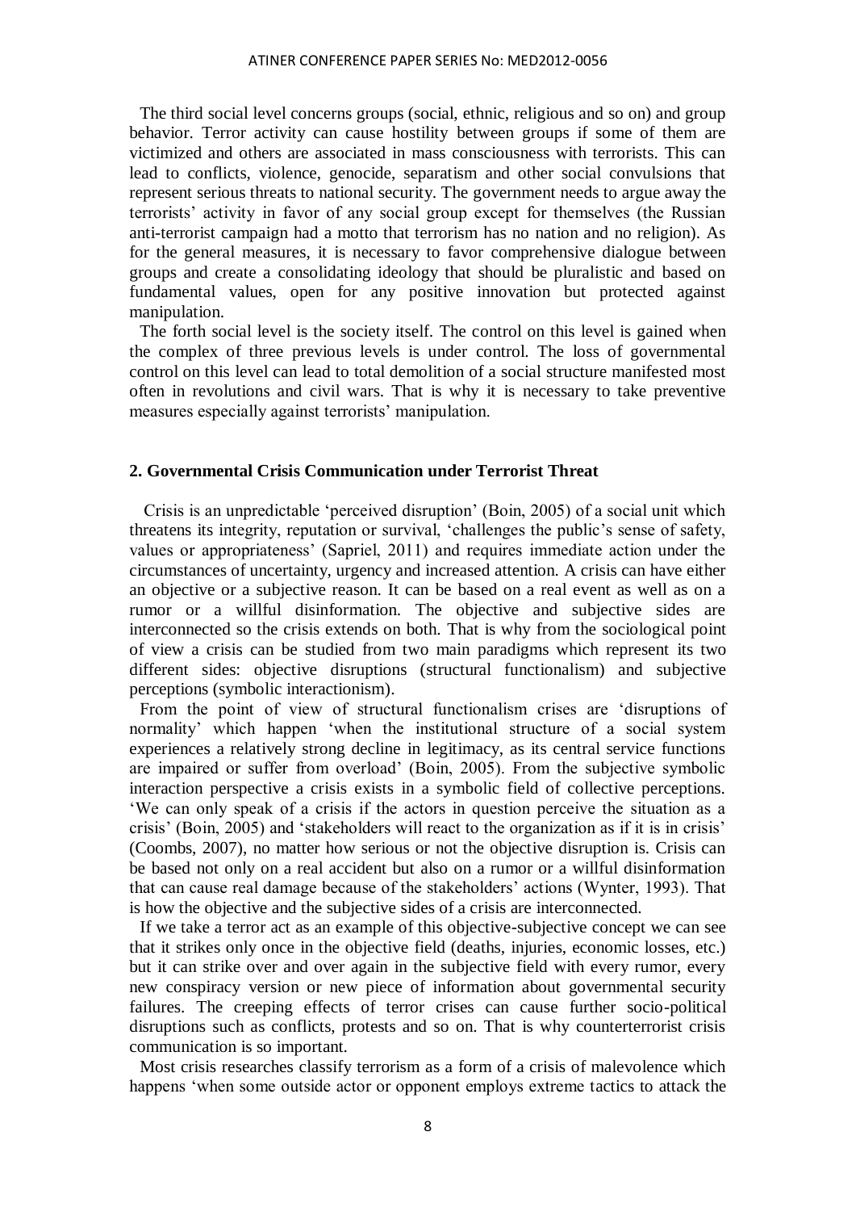The third social level concerns groups (social, ethnic, religious and so on) and group behavior. Terror activity can cause hostility between groups if some of them are victimized and others are associated in mass consciousness with terrorists. This can lead to conflicts, violence, genocide, separatism and other social convulsions that represent serious threats to national security. The government needs to argue away the terrorists' activity in favor of any social group except for themselves (the Russian anti-terrorist campaign had a motto that terrorism has no nation and no religion). As for the general measures, it is necessary to favor comprehensive dialogue between groups and create a consolidating ideology that should be pluralistic and based on fundamental values, open for any positive innovation but protected against manipulation.

The forth social level is the society itself. The control on this level is gained when the complex of three previous levels is under control. The loss of governmental control on this level can lead to total demolition of a social structure manifested most often in revolutions and civil wars. That is why it is necessary to take preventive measures especially against terrorists' manipulation.

## 2. Governmental Crisis Communication under Terrorist Threat

Crisis is an unpredictable 'perceived disruption' (Boin, 2005) of a social unit which threatens its integrity, reputation or survival, 'challenges the public's sense of safety, values or appropriateness' (Sapriel, 2011) and requires immediate action under the circumstances of uncertainty, urgency and increased attention. A crisis can have either an objective or a subjective reason. It can be based on a real event as well as on a rumor or a willful disinformation. The objective and subjective sides are interconnected so the crisis extends on both. That is why from the sociological point of view a crisis can be studied from two main paradigms which represent its two different sides: objective disruptions (structural functionalism) and subjective perceptions (symbolic interactionism).

From the point of view of structural functionalism crises are 'disruptions of normality' which happen 'when the institutional structure of a social system experiences a relatively strong decline in legitimacy, as its central service functions are impaired or suffer from overload' (Boin, 2005). From the subjective symbolic interaction perspective a crisis exists in a symbolic field of collective perceptions. 'We can only speak of a crisis if the actors in question perceive the situation as a crisis' (Boin, 2005) and 'stakeholders will react to the organization as if it is in crisis' (Coombs, 2007), no matter how serious or not the objective disruption is. Crisis can be based not only on a real accident but also on a rumor or a willful disinformation that can cause real damage because of the stakeholders' actions (Wynter, 1993). That is how the objective and the subjective sides of a crisis are interconnected.

If we take a terror act as an example of this objective-subjective concept we can see that it strikes only once in the objective field (deaths, injuries, economic losses, etc.) but it can strike over and over again in the subjective field with every rumor, every new conspiracy version or new piece of information about governmental security failures. The creeping effects of terror crises can cause further socio-political disruptions such as conflicts, protests and so on. That is why counterterrorist crisis communication is so important.

Most crisis researches classify terrorism as a form of a crisis of malevolence which happens 'when some outside actor or opponent employs extreme tactics to attack the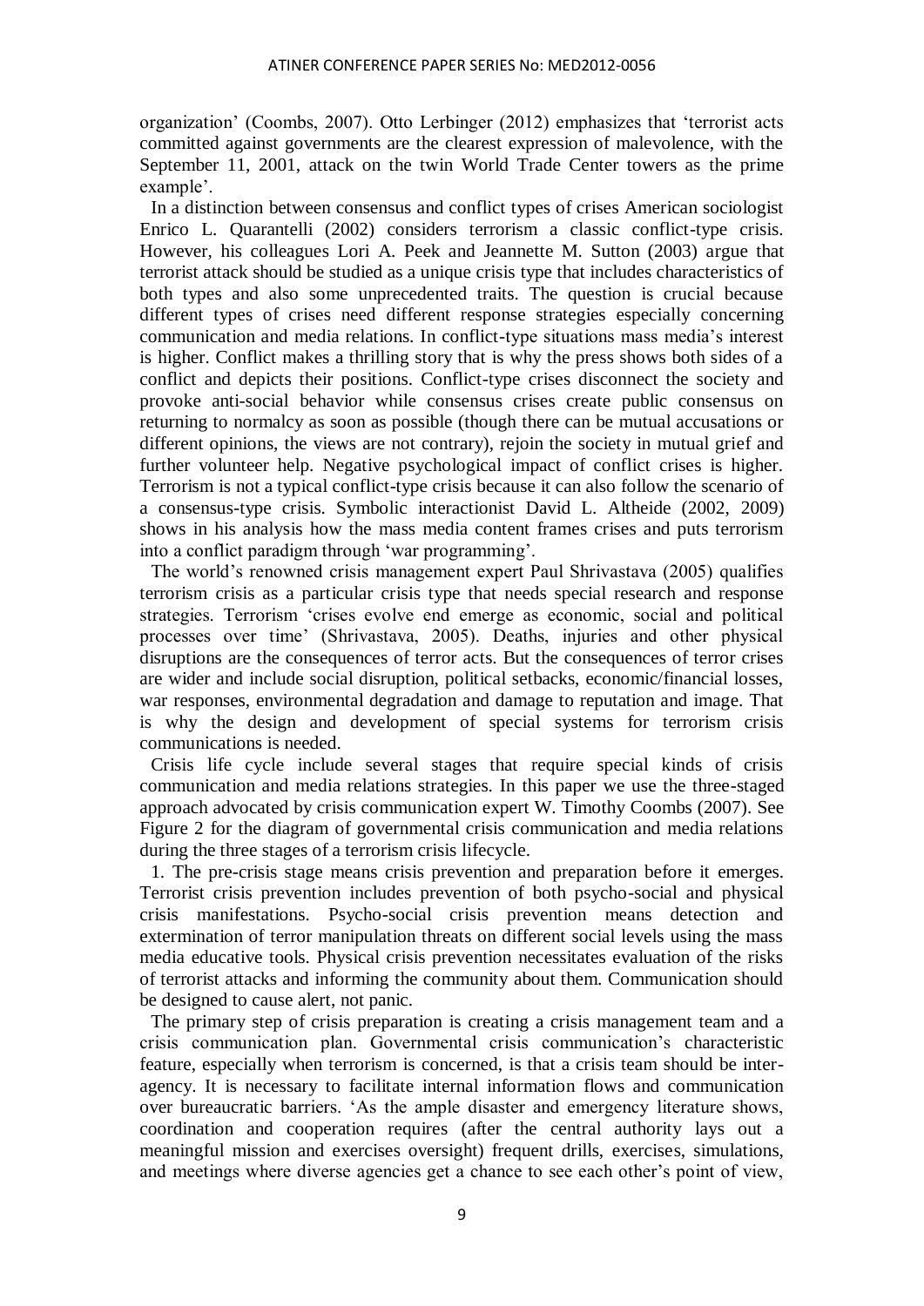organization' (Coombs, 2007). Otto Lerbinger (2012) emphasizes that 'terrorist acts committed against governments are the clearest expression of malevolence, with the September 11, 2001, attack on the twin World Trade Center towers as the prime example'.

In a distinction between consensus and conflict types of crises American sociologist Enrico L. Quarantelli (2002) considers terrorism a classic conflict-type crisis. However, his colleagues Lori A. Peek and Jeannette M. Sutton (2003) argue that terrorist attack should be studied as a unique crisis type that includes characteristics of both types and also some unprecedented traits. The question is crucial because different types of crises need different response strategies especially concerning communication and media relations. In conflict-type situations mass media's interest is higher. Conflict makes a thrilling story that is why the press shows both sides of a conflict and depicts their positions. Conflict-type crises disconnect the society and provoke anti-social behavior while consensus crises create public consensus on returning to normalcy as soon as possible (though there can be mutual accusations or different opinions, the views are not contrary), rejoin the society in mutual grief and further volunteer help. Negative psychological impact of conflict crises is higher. Terrorism is not a typical conflict-type crisis because it can also follow the scenario of a consensus-type crisis. Symbolic interactionist David L. Altheide (2002, 2009) shows in his analysis how the mass media content frames crises and puts terrorism into a conflict paradigm through 'war programming'.

The world's renowned crisis management expert Paul Shrivastava (2005) qualifies terrorism crisis as a particular crisis type that needs special research and response strategies. Terrorism 'crises evolve end emerge as economic, social and political processes over time' (Shrivastava, 2005). Deaths, injuries and other physical disruptions are the consequences of terror acts. But the consequences of terror crises are wider and include social disruption, political setbacks, economic/financial losses, war responses, environmental degradation and damage to reputation and image. That is why the design and development of special systems for terrorism crisis communications is needed.

Crisis life cycle include several stages that require special kinds of crisis communication and media relations strategies. In this paper we use the three-staged approach advocated by crisis communication expert W. Timothy Coombs (2007). See Figure 2 for the diagram of governmental crisis communication and media relations during the three stages of a terrorism crisis lifecycle.

1. The pre-crisis stage means crisis prevention and preparation before it emerges. Terrorist crisis prevention includes prevention of both psycho-social and physical crisis manifestations. Psycho-social crisis prevention means detection and extermination of terror manipulation threats on different social levels using the mass media educative tools. Physical crisis prevention necessitates evaluation of the risks of terrorist attacks and informing the community about them. Communication should be designed to cause alert, not panic.

The primary step of crisis preparation is creating a crisis management team and a crisis communication plan. Governmental crisis communication's characteristic feature, especially when terrorism is concerned, is that a crisis team should be inter-agency. It is necessary to facilitate internal information flows and communication over bureaucratic barriers. 'As the ample disaster and emergency literature shows, coordination and cooperation requires (after the central authority lays out a meaningful mission and exercises oversight) frequent drills, exercises, simulations, and meetings where diverse agencies get a chance to see each other's point of view,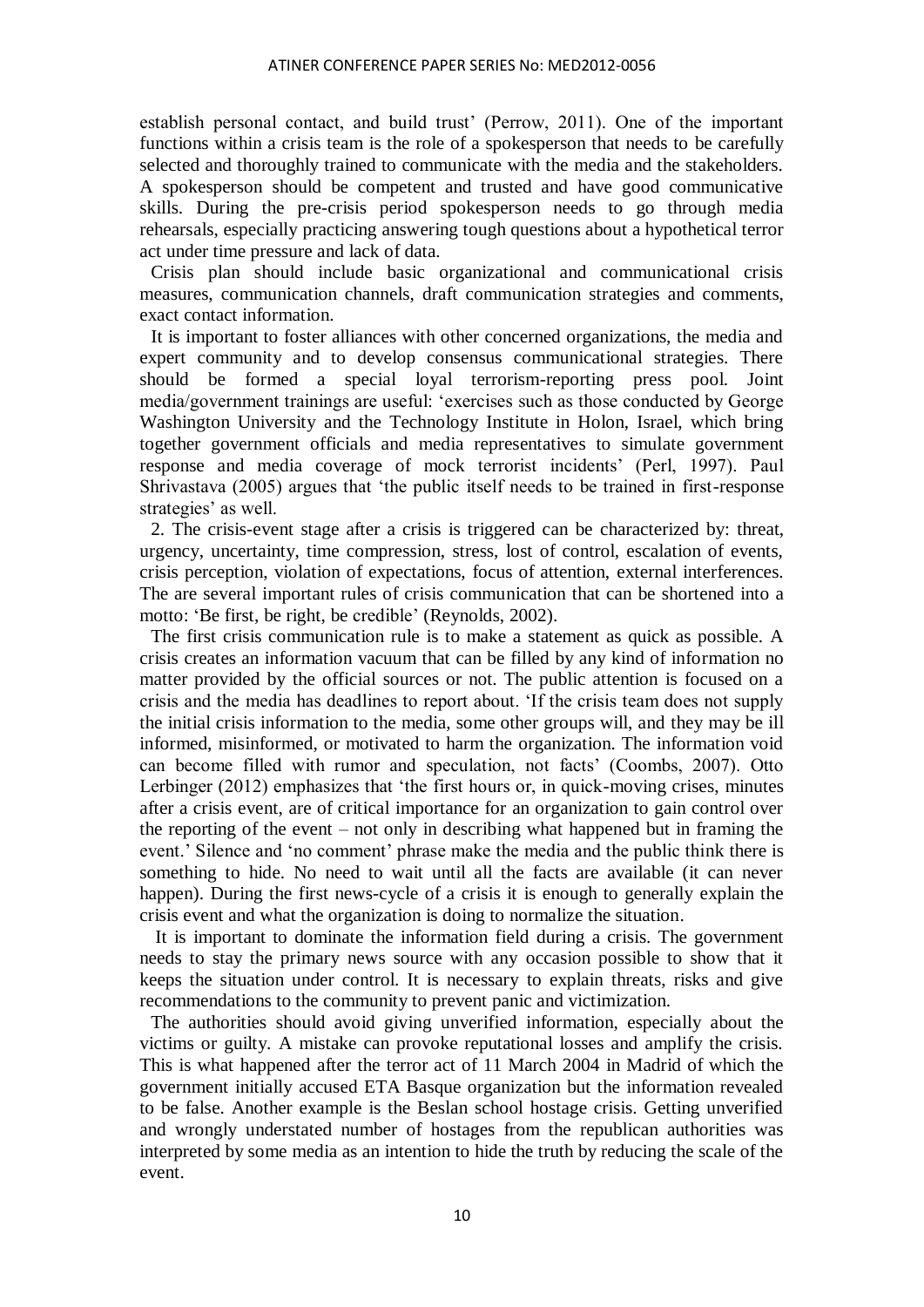establish personal contact, and build trust' (Perrow, 2011). One of the important functions within a crisis team is the role of a spokesperson that needs to be carefully selected and thoroughly trained to communicate with the media and the stakeholders. A spokesperson should be competent and trusted and have good communicative skills. During the pre-crisis period spokesperson needs to go through media rehearsals, especially practicing answering tough questions about a hypothetical terror act under time pressure and lack of data.

Crisis plan should include basic organizational and communicational crisis measures, communication channels, draft communication strategies and comments, exact contact information.

It is important to foster alliances with other concerned organizations, the media and expert community and to develop consensus communicational strategies. There should be formed a special loyal terrorism-reporting press pool. Joint media/government trainings are useful: 'exercises such as those conducted by George Washington University and the Technology Institute in Holon, Israel, which bring together government officials and media representatives to simulate government response and media coverage of mock terrorist incidents' (Perl, 1997). Paul Shrivastava (2005) argues that 'the public itself needs to be trained in first-response strategies' as well.

2. The crisis-event stage after a crisis is triggered can be characterized by: threat, urgency, uncertainty, time compression, stress, lost of control, escalation of events, crisis perception, violation of expectations, focus of attention, external interferences. The are several important rules of crisis communication that can be shortened into a motto: 'Be first, be right, be credible' (Reynolds, 2002).

The first crisis communication rule is to make a statement as quick as possible. A crisis creates an information vacuum that can be filled by any kind of information no matter provided by the official sources or not. The public attention is focused on a crisis and the media has deadlines to report about. 'If the crisis team does not supply the initial crisis information to the media, some other groups will, and they may be ill informed, misinformed, or motivated to harm the organization. The information void can become filled with rumor and speculation, not facts' (Coombs, 2007). Otto Lerbinger (2012) emphasizes that 'the first hours or, in quick-moving crises, minutes after a crisis event, are of critical importance for an organization to gain control over the reporting of the event – not only in describing what happened but in framing the event.' Silence and 'no comment' phrase make the media and the public think there is something to hide. No need to wait until all the facts are available (it can never happen). During the first news-cycle of a crisis it is enough to generally explain the crisis event and what the organization is doing to normalize the situation.

It is important to dominate the information field during a crisis. The government needs to stay the primary news source with any occasion possible to show that it keeps the situation under control. It is necessary to explain threats, risks and give recommendations to the community to prevent panic and victimization.

The authorities should avoid giving unverified information, especially about the victims or guilty. A mistake can provoke reputational losses and amplify the crisis. This is what happened after the terror act of 11 March 2004 in Madrid of which the government initially accused ETA Basque organization but the information revealed to be false. Another example is the Beslan school hostage crisis. Getting unverified and wrongly understated number of hostages from the republican authorities was interpreted by some media as an intention to hide the truth by reducing the scale of the event.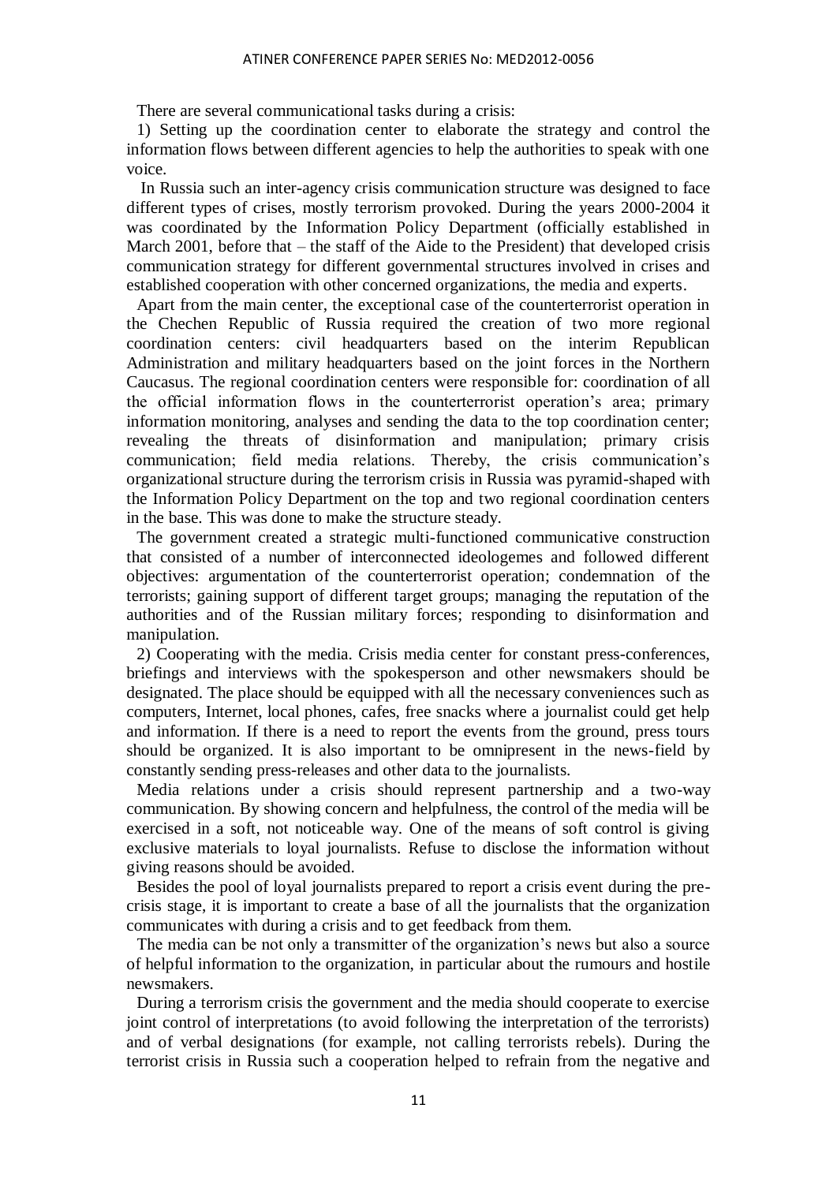There are several communicational tasks during a crisis:

1) Setting up the coordination center to elaborate the strategy and control the information flows between different agencies to help the authorities to speak with one voice.

In Russia such an inter-agency crisis communication structure was designed to face different types of crises, mostly terrorism provoked. During the years 2000-2004 it was coordinated by the Information Policy Department (officially established in March 2001, before that – the staff of the Aide to the President) that developed crisis communication strategy for different governmental structures involved in crises and established cooperation with other concerned organizations, the media and experts.

Apart from the main center, the exceptional case of the counterterrorist operation in the Chechen Republic of Russia required the creation of two more regional coordination centers: civil headquarters based on the interim Republican Administration and military headquarters based on the joint forces in the Northern Caucasus. The regional coordination centers were responsible for: coordination of all the official information flows in the counterterrorist operation's area; primary information monitoring, analyses and sending the data to the top coordination center; revealing the threats of disinformation and manipulation; primary crisis communication; field media relations. Thereby, the crisis communication's organizational structure during the terrorism crisis in Russia was pyramid-shaped with the Information Policy Department on the top and two regional coordination centers in the base. This was done to make the structure steady.

The government created a strategic multi-functioned communicative construction that consisted of a number of interconnected ideologemes and followed different objectives: argumentation of the counterterrorist operation; condemnation of the terrorists; gaining support of different target groups; managing the reputation of the authorities and of the Russian military forces; responding to disinformation and manipulation.

2) Cooperating with the media. Crisis media center for constant press-conferences, briefings and interviews with the spokesperson and other newsmakers should be designated. The place should be equipped with all the necessary conveniences such as computers, Internet, local phones, cafes, free snacks where a journalist could get help and information. If there is a need to report the events from the ground, press tours should be organized. It is also important to be omnipresent in the news-field by constantly sending press-releases and other data to the journalists.

Media relations under a crisis should represent partnership and a two-way communication. By showing concern and helpfulness, the control of the media will be exercised in a soft, not noticeable way. One of the means of soft control is giving exclusive materials to loyal journalists. Refuse to disclose the information without giving reasons should be avoided.

Besides the pool of loyal journalists prepared to report a crisis event during the pre-crisis stage, it is important to create a base of all the journalists that the organization communicates with during a crisis and to get feedback from them.

The media can be not only a transmitter of the organization's news but also a source of helpful information to the organization, in particular about the rumours and hostile newsmakers.

During a terrorism crisis the government and the media should cooperate to exercise joint control of interpretations (to avoid following the interpretation of the terrorists) and of verbal designations (for example, not calling terrorists rebels). During the terrorist crisis in Russia such a cooperation helped to refrain from the negative and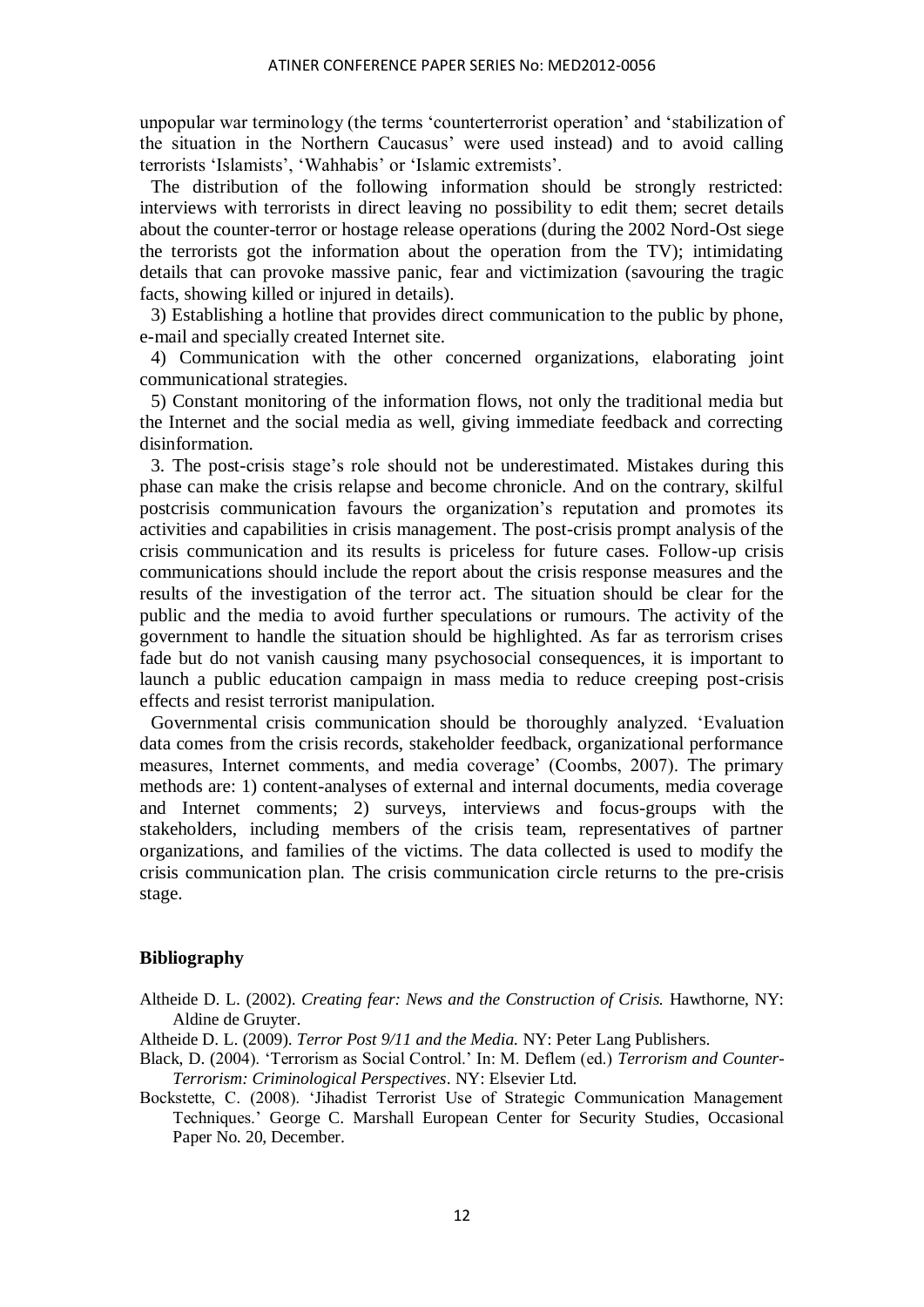unpopular war terminology (the terms 'counterterrorist operation' and 'stabilization of the situation in the Northern Caucasus' were used instead) and to avoid calling terrorists 'Islamists', 'Wahhabis' or 'Islamic extremists'.

The distribution of the following information should be strongly restricted: interviews with terrorists in direct leaving no possibility to edit them; secret details about the counter-terror or hostage release operations (during the 2002 Nord-Ost siege the terrorists got the information about the operation from the TV); intimidating details that can provoke massive panic, fear and victimization (savouring the tragic facts, showing killed or injured in details).

3) Establishing a hotline that provides direct communication to the public by phone, e-mail and specially created Internet site.

4) Communication with the other concerned organizations, elaborating joint communicational strategies.

5) Constant monitoring of the information flows, not only the traditional media but the Internet and the social media as well, giving immediate feedback and correcting disinformation.

3. The post-crisis stage's role should not be underestimated. Mistakes during this phase can make the crisis relapse and become chronicle. And on the contrary, skilful postcrisis communication favours the organization's reputation and promotes its activities and capabilities in crisis management. The post-crisis prompt analysis of the crisis communication and its results is priceless for future cases. Follow-up crisis communications should include the report about the crisis response measures and the results of the investigation of the terror act. The situation should be clear for the public and the media to avoid further speculations or rumours. The activity of the government to handle the situation should be highlighted. As far as terrorism crises fade but do not vanish causing many psychosocial consequences, it is important to launch a public education campaign in mass media to reduce creeping post-crisis effects and resist terrorist manipulation.

Governmental crisis communication should be thoroughly analyzed. 'Evaluation data comes from the crisis records, stakeholder feedback, organizational performance measures, Internet comments, and media coverage' (Coombs, 2007). The primary methods are: 1) content-analyses of external and internal documents, media coverage and Internet comments; 2) surveys, interviews and focus-groups with the stakeholders, including members of the crisis team, representatives of partner organizations, and families of the victims. The data collected is used to modify the crisis communication plan. The crisis communication circle returns to the pre-crisis stage.

## Bibliography

Altheide D. L. (2002). *Creating fear: News and the Construction of Crisis.* Hawthorne, NY: Aldine de Gruyter.

Altheide D. L. (2009). *Terror Post 9/11 and the Media.* NY: Peter Lang Publishers.

Black, D. (2004). 'Terrorism as Social Control.' In: M. Deflem (ed.) *Terrorism and Counter-Terrorism: Criminological Perspectives*. NY: Elsevier Ltd.

Bockstette, C. (2008). 'Jihadist Terrorist Use of Strategic Communication Management Techniques.' George C. Marshall European Center for Security Studies, Occasional Paper No. 20, December.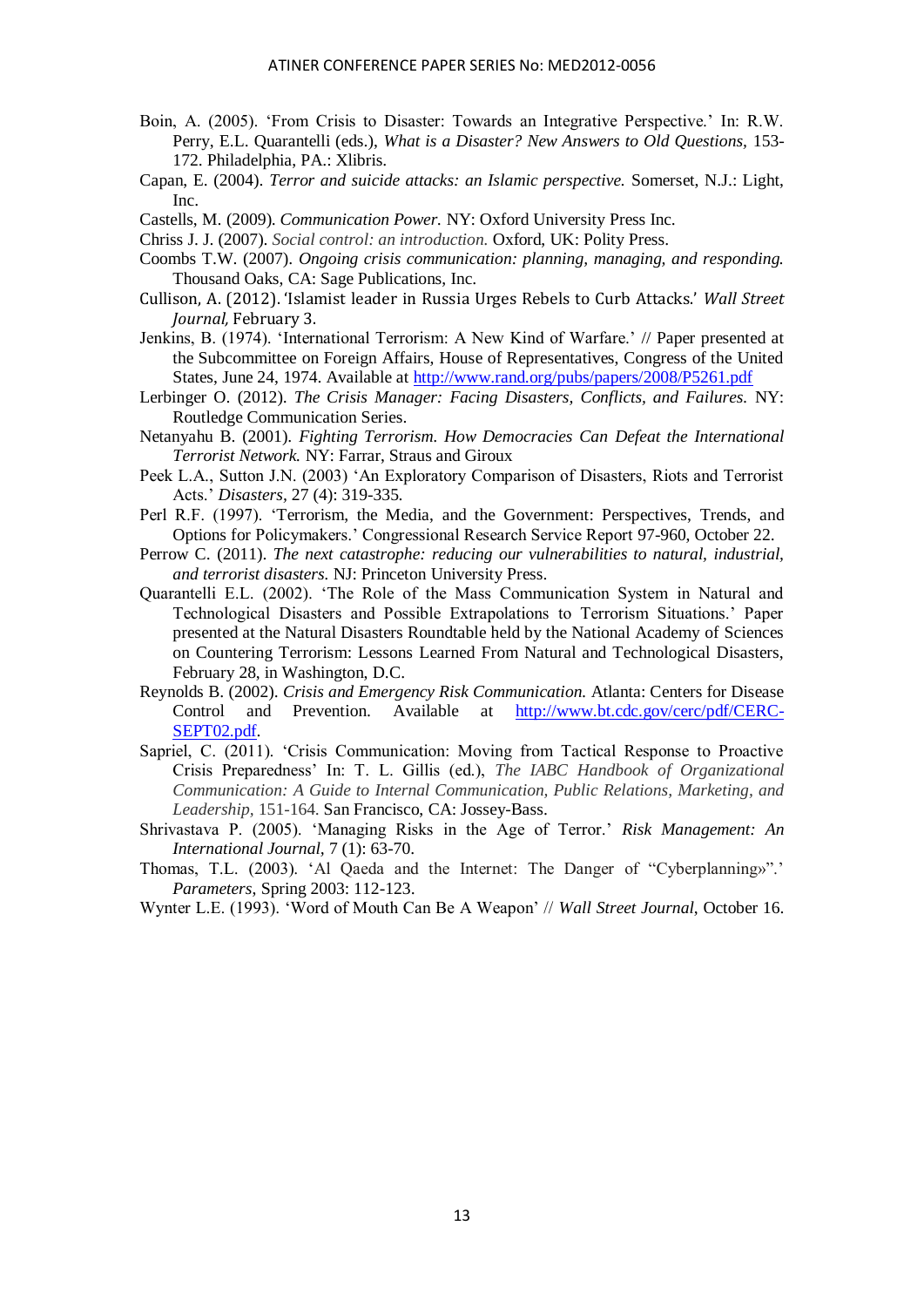Boin, A. (2005). 'From Crisis to Disaster: Towards an Integrative Perspective.' In: R.W. Perry, E.L. Quarantelli (eds.), *What is a Disaster? New Answers to Old Questions*, 153-172. Philadelphia, PA.: Xlibris.

Capan, E. (2004). *Terror and suicide attacks: an Islamic perspective.* Somerset, N.J.: Light, Inc.

Castells, M. (2009). *Communication Power.* NY: Oxford University Press Inc.

Chriss J. J. (2007). *Social control: an introduction.* Oxford, UK: Polity Press.

Coombs T.W. (2007). *Ongoing crisis communication: planning, managing, and responding.* Thousand Oaks, CA: Sage Publications, Inc.

Cullison, A. (2012). 'Islamist leader in Russia Urges Rebels to Curb Attacks.' *Wall Street Journal,* February 3.

Jenkins, B. (1974). 'International Terrorism: A New Kind of Warfare.' // Paper presented at the Subcommittee on Foreign Affairs, House of Representatives, Congress of the United States, June 24, 1974. Available at http://www.rand.org/pubs/papers/2008/P5261.pdf

Lerbinger O. (2012). *The Crisis Manager: Facing Disasters, Conflicts, and Failures.* NY: Routledge Communication Series.

Netanyahu B. (2001). *Fighting Terrorism. How Democracies Can Defeat the International Terrorist Network.* NY: Farrar, Straus and Giroux

Peek L.A., Sutton J.N. (2003) 'An Exploratory Comparison of Disasters, Riots and Terrorist Acts.' *Disasters*, 27 (4): 319-335.

Perl R.F. (1997). 'Terrorism, the Media, and the Government: Perspectives, Trends, and Options for Policymakers.' Congressional Research Service Report 97-960, October 22.

Perrow C. (2011). *The next catastrophe: reducing our vulnerabilities to natural, industrial, and terrorist disasters.* NJ: Princeton University Press.

Quarantelli E.L. (2002). 'The Role of the Mass Communication System in Natural and Technological Disasters and Possible Extrapolations to Terrorism Situations.' Paper presented at the Natural Disasters Roundtable held by the National Academy of Sciences on Countering Terrorism: Lessons Learned From Natural and Technological Disasters, February 28, in Washington, D.C.

Reynolds B. (2002). *Crisis and Emergency Risk Communication.* Atlanta: Centers for Disease Control and Prevention. Available at http://www.bt.cdc.gov/cerc/pdf/CERC-SEPT02.pdf.

Sapriel, C. (2011). 'Crisis Communication: Moving from Tactical Response to Proactive Crisis Preparedness' In: T. L. Gillis (ed.), *The IABC Handbook of Organizational Communication: A Guide to Internal Communication, Public Relations, Marketing, and Leadership*, 151-164. San Francisco, CA: Jossey-Bass.

Shrivastava P. (2005). 'Managing Risks in the Age of Terror.' *Risk Management: An International Journal*, 7 (1): 63-70.

Thomas, T.L. (2003). 'Al Qaeda and the Internet: The Danger of "Cyberplanning»".' *Parameters*, Spring 2003: 112-123.

Wynter L.E. (1993). 'Word of Mouth Can Be A Weapon' // *Wall Street Journal*, October 16.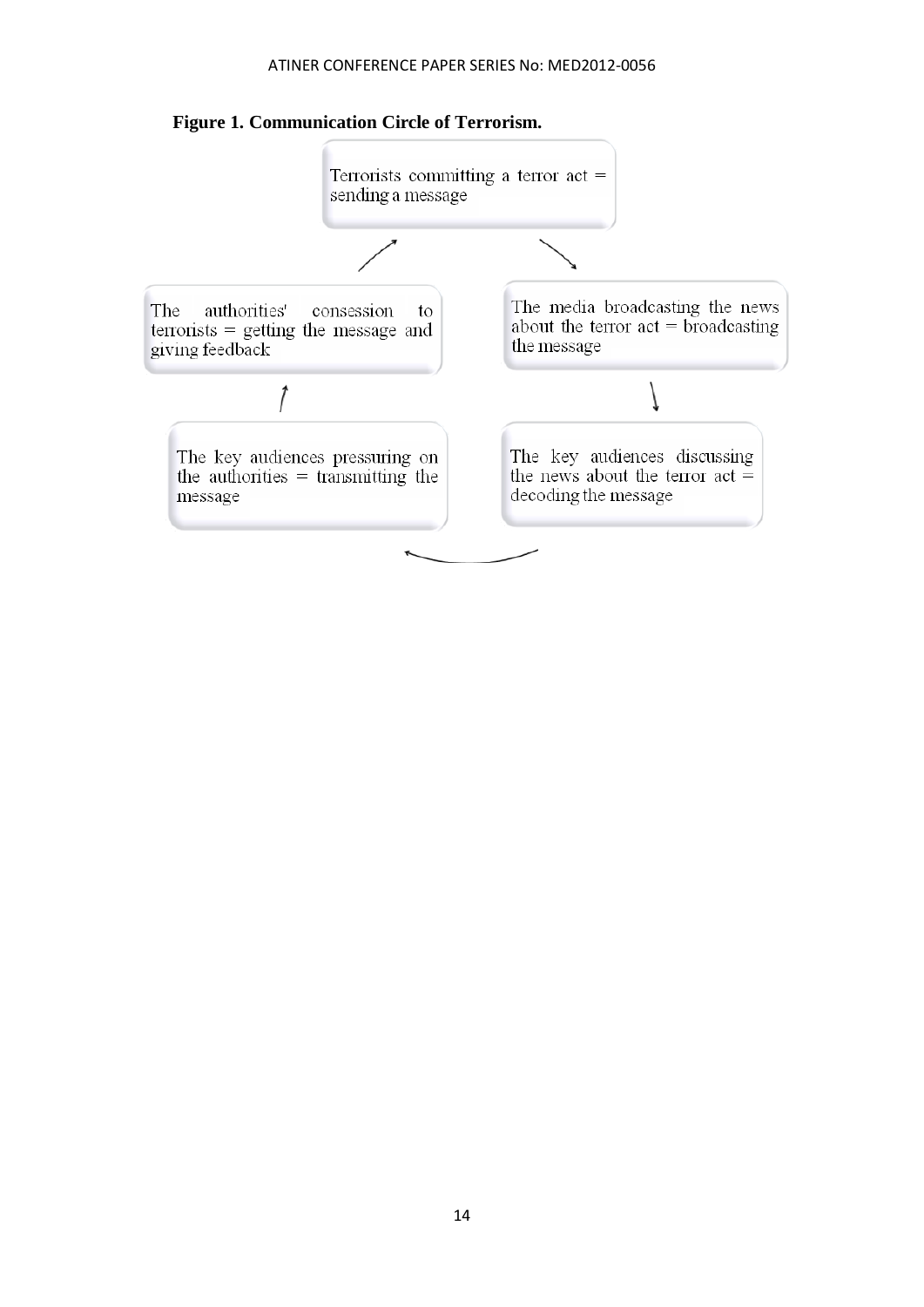**Figure 1. Communication Circle of Terrorism.**

Terrorists committing a terror act = sending a message

The media broadcasting the news about the terror act = broadcasting the message

The key audiences discussing the news about the terror act = decoding the message

The key audiences pressuring on the authorities = transmitting the message

The authorities' consession to terrorists = getting the message and giving feedback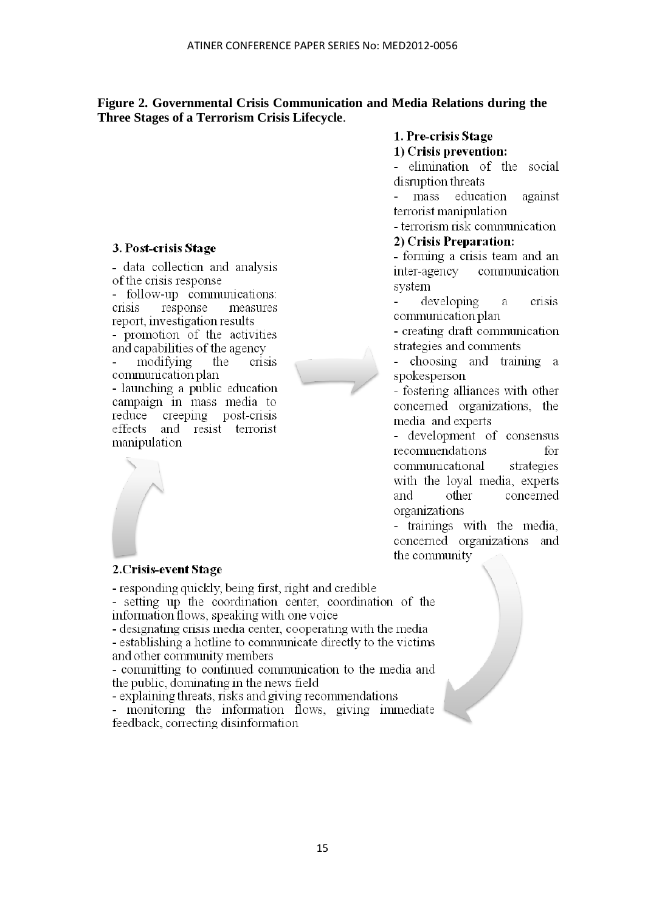**Figure 2. Governmental Crisis Communication and Media Relations during the Three Stages of a Terrorism Crisis Lifecycle**.

**1. Pre-crisis Stage**

**1) Crisis prevention:**

- elimination of the social disruption threats
- mass education against terrorist manipulation
- terrorism risk communication

**2) Crisis Preparation:**

- forming a crisis team and an inter-agency communication system
- developing a crisis communication plan
- creating draft communication strategies and comments
- choosing and training a spokesperson
- fostering alliances with other concerned organizations, the media and experts
- development of consensus recommendations for communicational strategies with the loyal media, experts and other concerned organizations
- trainings with the media, concerned organizations and the community

**2.Crisis-event Stage**

- responding quickly, being first, right and credible
- setting up the coordination center, coordination of the information flows, speaking with one voice
- designating crisis media center, cooperating with the media
- establishing a hotline to communicate directly to the victims and other community members
- committing to continued communication to the media and the public, dominating in the news field
- explaining threats, risks and giving recommendations
- monitoring the information flows, giving immediate feedback, correcting disinformation

**3. Post-crisis Stage**

- data collection and analysis of the crisis response
- follow-up communications: crisis response measures report, investigation results
- promotion of the activities and capabilities of the agency
- modifying the crisis communication plan
- launching a public education campaign in mass media to reduce creeping post-crisis effects and resist terrorist manipulation